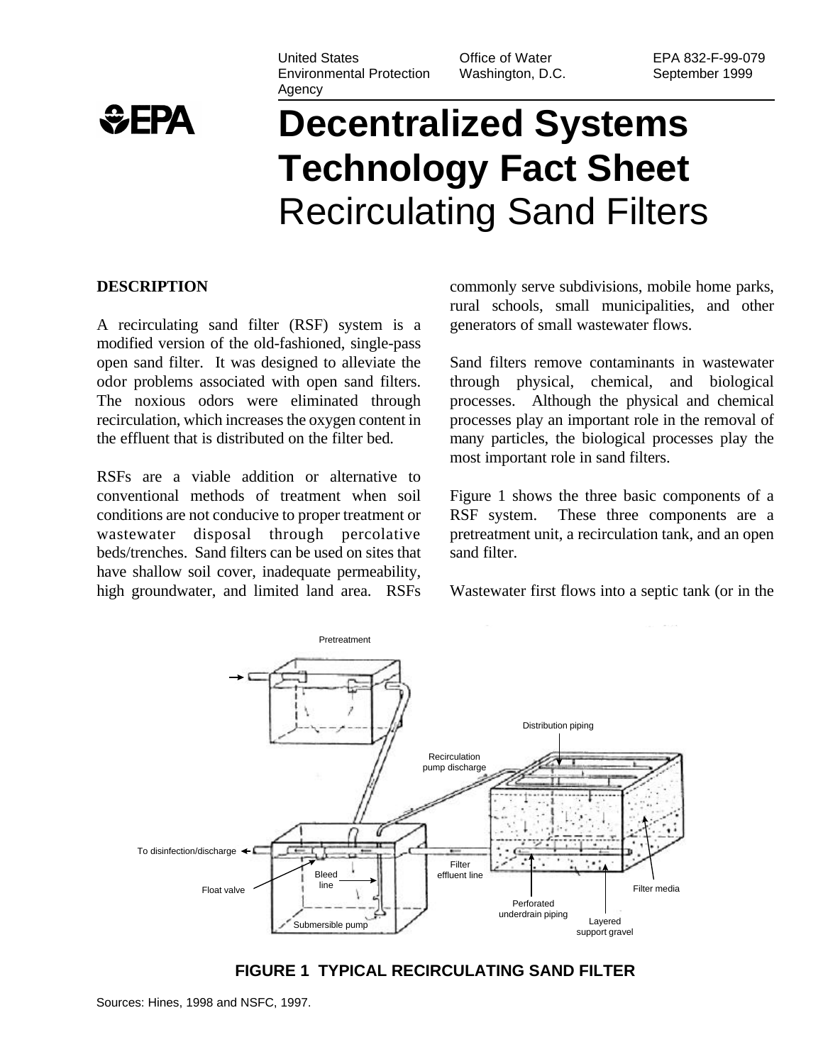United States Environmental Protection Agency | Office of Water Washington, D.C. | EPA 832-F-99-079 September 1999

# Decentralized Systems Technology Fact Sheet
## Recirculating Sand Filters

### DESCRIPTION

A recirculating sand filter (RSF) system is a modified version of the old-fashioned, single-pass open sand filter. It was designed to alleviate the odor problems associated with open sand filters. The noxious odors were eliminated through recirculation, which increases the oxygen content in the effluent that is distributed on the filter bed.

RSFs are a viable addition or alternative to conventional methods of treatment when soil conditions are not conducive to proper treatment or wastewater disposal through percolative beds/trenches. Sand filters can be used on sites that have shallow soil cover, inadequate permeability, high groundwater, and limited land area. RSFs commonly serve subdivisions, mobile home parks, rural schools, small municipalities, and other generators of small wastewater flows.

Sand filters remove contaminants in wastewater through physical, chemical, and biological processes. Although the physical and chemical processes play an important role in the removal of many particles, the biological processes play the most important role in sand filters.

Figure 1 shows the three basic components of a RSF system. These three components are a pretreatment unit, a recirculation tank, and an open sand filter.

Wastewater first flows into a septic tank (or in the

**FIGURE 1 TYPICAL RECIRCULATING SAND FILTER**

Sources: Hines, 1998 and NSFC, 1997.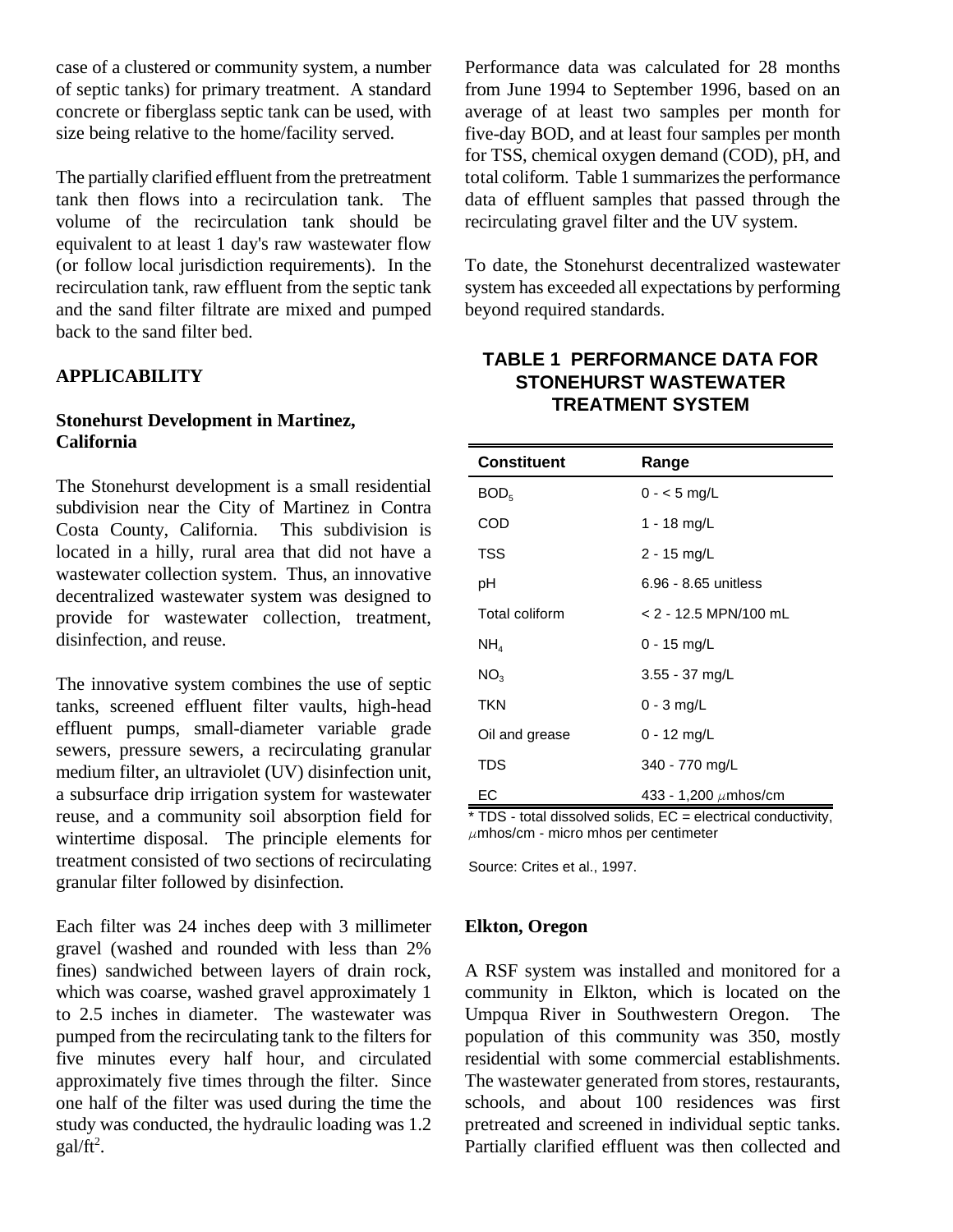case of a clustered or community system, a number of septic tanks) for primary treatment. A standard concrete or fiberglass septic tank can be used, with size being relative to the home/facility served.

The partially clarified effluent from the pretreatment tank then flows into a recirculation tank. The volume of the recirculation tank should be equivalent to at least 1 day's raw wastewater flow (or follow local jurisdiction requirements). In the recirculation tank, raw effluent from the septic tank and the sand filter filtrate are mixed and pumped back to the sand filter bed.

## APPLICABILITY

### Stonehurst Development in Martinez, California

The Stonehurst development is a small residential subdivision near the City of Martinez in Contra Costa County, California. This subdivision is located in a hilly, rural area that did not have a wastewater collection system. Thus, an innovative decentralized wastewater system was designed to provide for wastewater collection, treatment, disinfection, and reuse.

The innovative system combines the use of septic tanks, screened effluent filter vaults, high-head effluent pumps, small-diameter variable grade sewers, pressure sewers, a recirculating granular medium filter, an ultraviolet (UV) disinfection unit, a subsurface drip irrigation system for wastewater reuse, and a community soil absorption field for wintertime disposal. The principle elements for treatment consisted of two sections of recirculating granular filter followed by disinfection.

Each filter was 24 inches deep with 3 millimeter gravel (washed and rounded with less than 2% fines) sandwiched between layers of drain rock, which was coarse, washed gravel approximately 1 to 2.5 inches in diameter. The wastewater was pumped from the recirculating tank to the filters for five minutes every half hour, and circulated approximately five times through the filter. Since one half of the filter was used during the time the study was conducted, the hydraulic loading was 1.2 gal/ft$^2$.

Performance data was calculated for 28 months from June 1994 to September 1996, based on an average of at least two samples per month for five-day BOD, and at least four samples per month for TSS, chemical oxygen demand (COD), pH, and total coliform. Table 1 summarizes the performance data of effluent samples that passed through the recirculating gravel filter and the UV system.

To date, the Stonehurst decentralized wastewater system has exceeded all expectations by performing beyond required standards.

**TABLE 1 PERFORMANCE DATA FOR STONEHURST WASTEWATER TREATMENT SYSTEM**

| Constituent | Range |
|---|---|
| $BOD_5$ | 0 - < 5 mg/L |
| COD | 1 - 18 mg/L |
| TSS | 2 - 15 mg/L |
| pH | 6.96 - 8.65 unitless |
| Total coliform | < 2 - 12.5 MPN/100 mL |
| $NH_4$ | 0 - 15 mg/L |
| $NO_3$ | 3.55 - 37 mg/L |
| TKN | 0 - 3 mg/L |
| Oil and grease | 0 - 12 mg/L |
| TDS | 340 - 770 mg/L |
| EC | 433 - 1,200 $\mu$mhos/cm |

* TDS - total dissolved solids, EC = electrical conductivity, $\mu$mhos/cm - micro mhos per centimeter

Source: Crites et al., 1997.

### Elkton, Oregon

A RSF system was installed and monitored for a community in Elkton, which is located on the Umpqua River in Southwestern Oregon. The population of this community was 350, mostly residential with some commercial establishments. The wastewater generated from stores, restaurants, schools, and about 100 residences was first pretreated and screened in individual septic tanks. Partially clarified effluent was then collected and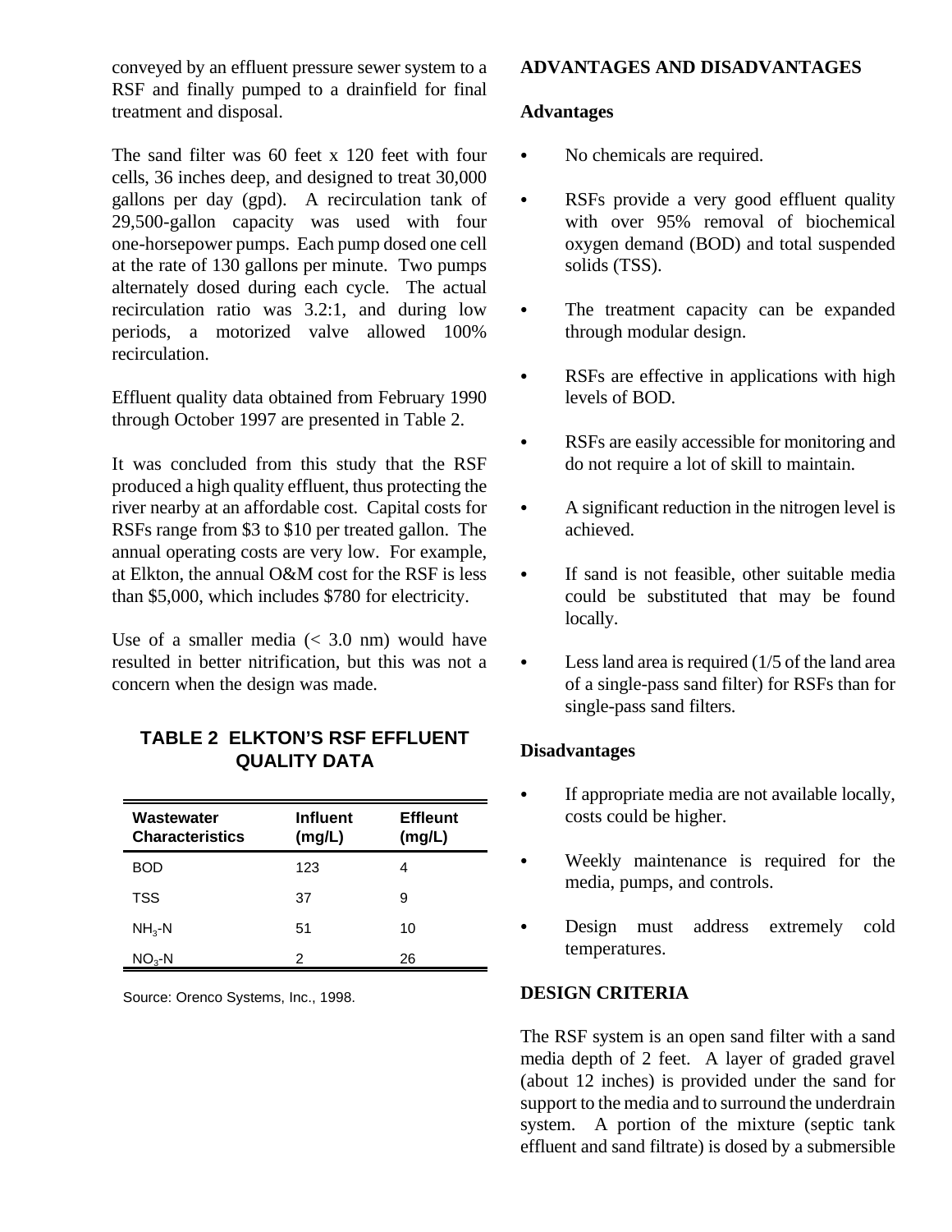conveyed by an effluent pressure sewer system to a RSF and finally pumped to a drainfield for final treatment and disposal.

The sand filter was 60 feet x 120 feet with four cells, 36 inches deep, and designed to treat 30,000 gallons per day (gpd). A recirculation tank of 29,500-gallon capacity was used with four one-horsepower pumps. Each pump dosed one cell at the rate of 130 gallons per minute. Two pumps alternately dosed during each cycle. The actual recirculation ratio was 3.2:1, and during low periods, a motorized valve allowed 100% recirculation.

Effluent quality data obtained from February 1990 through October 1997 are presented in Table 2.

It was concluded from this study that the RSF produced a high quality effluent, thus protecting the river nearby at an affordable cost. Capital costs for RSFs range from $3 to $10 per treated gallon. The annual operating costs are very low. For example, at Elkton, the annual O&M cost for the RSF is less than $5,000, which includes $780 for electricity.

Use of a smaller media (< 3.0 nm) would have resulted in better nitrification, but this was not a concern when the design was made.

**TABLE 2 ELKTON'S RSF EFFLUENT QUALITY DATA**

| Wastewater Characteristics | Influent (mg/L) | Effleunt (mg/L) |
|---|---|---|
| BOD | 123 | 4 |
| TSS | 37 | 9 |
| $NH_3$-N | 51 | 10 |
| $NO_3$-N | 2 | 26 |

Source: Orenco Systems, Inc., 1998.

## ADVANTAGES AND DISADVANTAGES

### Advantages

- No chemicals are required.
- RSFs provide a very good effluent quality with over 95% removal of biochemical oxygen demand (BOD) and total suspended solids (TSS).
- The treatment capacity can be expanded through modular design.
- RSFs are effective in applications with high levels of BOD.
- RSFs are easily accessible for monitoring and do not require a lot of skill to maintain.
- A significant reduction in the nitrogen level is achieved.
- If sand is not feasible, other suitable media could be substituted that may be found locally.
- Less land area is required (1/5 of the land area of a single-pass sand filter) for RSFs than for single-pass sand filters.

### Disadvantages

- If appropriate media are not available locally, costs could be higher.
- Weekly maintenance is required for the media, pumps, and controls.
- Design must address extremely cold temperatures.

## DESIGN CRITERIA

The RSF system is an open sand filter with a sand media depth of 2 feet. A layer of graded gravel (about 12 inches) is provided under the sand for support to the media and to surround the underdrain system. A portion of the mixture (septic tank effluent and sand filtrate) is dosed by a submersible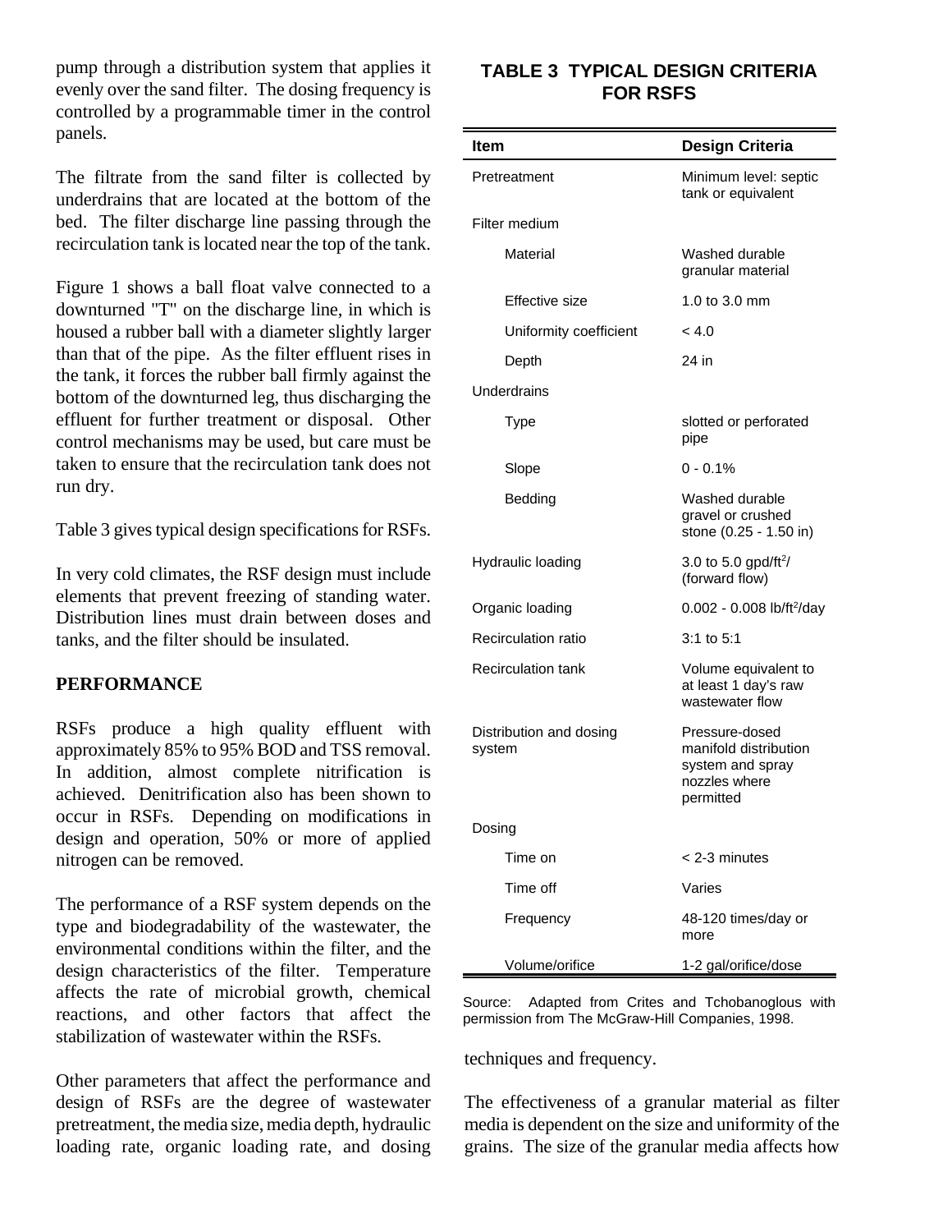pump through a distribution system that applies it evenly over the sand filter. The dosing frequency is controlled by a programmable timer in the control panels.

The filtrate from the sand filter is collected by underdrains that are located at the bottom of the bed. The filter discharge line passing through the recirculation tank is located near the top of the tank.

Figure 1 shows a ball float valve connected to a downturned "T" on the discharge line, in which is housed a rubber ball with a diameter slightly larger than that of the pipe. As the filter effluent rises in the tank, it forces the rubber ball firmly against the bottom of the downturned leg, thus discharging the effluent for further treatment or disposal. Other control mechanisms may be used, but care must be taken to ensure that the recirculation tank does not run dry.

Table 3 gives typical design specifications for RSFs.

In very cold climates, the RSF design must include elements that prevent freezing of standing water. Distribution lines must drain between doses and tanks, and the filter should be insulated.

## PERFORMANCE

RSFs produce a high quality effluent with approximately 85% to 95% BOD and TSS removal. In addition, almost complete nitrification is achieved. Denitrification also has been shown to occur in RSFs. Depending on modifications in design and operation, 50% or more of applied nitrogen can be removed.

The performance of a RSF system depends on the type and biodegradability of the wastewater, the environmental conditions within the filter, and the design characteristics of the filter. Temperature affects the rate of microbial growth, chemical reactions, and other factors that affect the stabilization of wastewater within the RSFs.

Other parameters that affect the performance and design of RSFs are the degree of wastewater pretreatment, the media size, media depth, hydraulic loading rate, organic loading rate, and dosing techniques and frequency.

The effectiveness of a granular material as filter media is dependent on the size and uniformity of the grains. The size of the granular media affects how

### TABLE 3 TYPICAL DESIGN CRITERIA FOR RSFS

| Item | Design Criteria |
|---|---|
| Pretreatment | Minimum level: septic tank or equivalent |
| Filter medium | |
| Material | Washed durable granular material |
| Effective size | 1.0 to 3.0 mm |
| Uniformity coefficient | < 4.0 |
| Depth | 24 in |
| Underdrains | |
| Type | slotted or perforated pipe |
| Slope | 0 - 0.1% |
| Bedding | Washed durable gravel or crushed stone (0.25 - 1.50 in) |
| Hydraulic loading | 3.0 to 5.0 gpd/ft$^2$/ (forward flow) |
| Organic loading | 0.002 - 0.008 lb/ft$^2$/day |
| Recirculation ratio | 3:1 to 5:1 |
| Recirculation tank | Volume equivalent to at least 1 day's raw wastewater flow |
| Distribution and dosing system | Pressure-dosed manifold distribution system and spray nozzles where permitted |
| Dosing | |
| Time on | < 2-3 minutes |
| Time off | Varies |
| Frequency | 48-120 times/day or more |
| Volume/orifice | 1-2 gal/orifice/dose |

Source: Adapted from Crites and Tchobanoglous with permission from The McGraw-Hill Companies, 1998.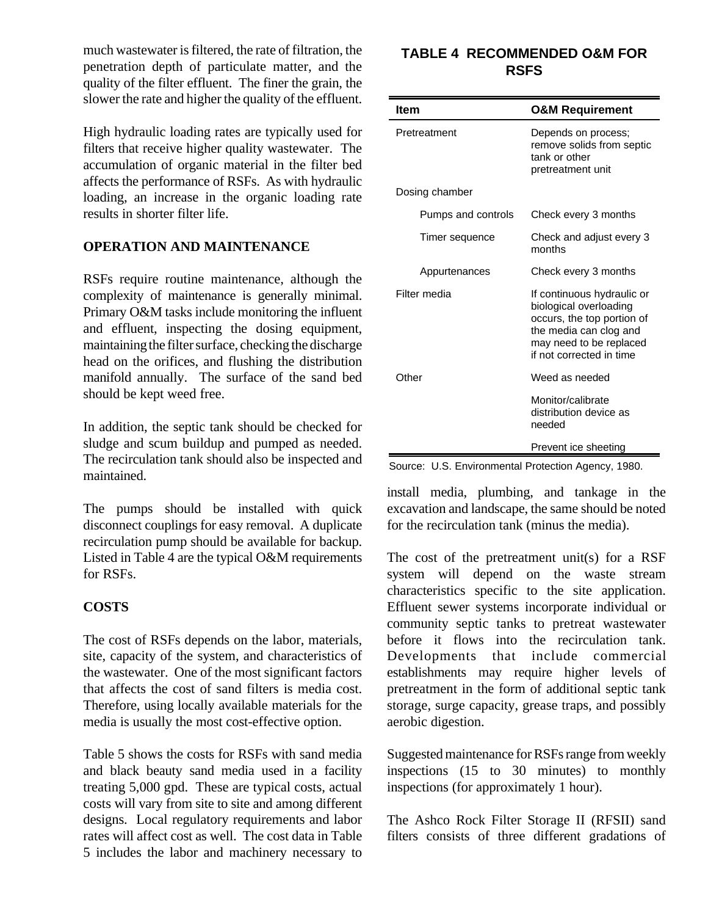much wastewater is filtered, the rate of filtration, the penetration depth of particulate matter, and the quality of the filter effluent. The finer the grain, the slower the rate and higher the quality of the effluent.

High hydraulic loading rates are typically used for filters that receive higher quality wastewater. The accumulation of organic material in the filter bed affects the performance of RSFs. As with hydraulic loading, an increase in the organic loading rate results in shorter filter life.

## OPERATION AND MAINTENANCE

RSFs require routine maintenance, although the complexity of maintenance is generally minimal. Primary O&M tasks include monitoring the influent and effluent, inspecting the dosing equipment, maintaining the filter surface, checking the discharge head on the orifices, and flushing the distribution manifold annually. The surface of the sand bed should be kept weed free.

In addition, the septic tank should be checked for sludge and scum buildup and pumped as needed. The recirculation tank should also be inspected and maintained.

The pumps should be installed with quick disconnect couplings for easy removal. A duplicate recirculation pump should be available for backup. Listed in Table 4 are the typical O&M requirements for RSFs.

**TABLE 4 RECOMMENDED O&M FOR RSFS**

| Item | O&M Requirement |
|---|---|
| Pretreatment | Depends on process; remove solids from septic tank or other pretreatment unit |
| Dosing chamber | |
| Pumps and controls | Check every 3 months |
| Timer sequence | Check and adjust every 3 months |
| Appurtenances | Check every 3 months |
| Filter media | If continuous hydraulic or biological overloading occurs, the top portion of the media can clog and may need to be replaced if not corrected in time |
| Other | Weed as needed |
| | Monitor/calibrate distribution device as needed |
| | Prevent ice sheeting |

Source: U.S. Environmental Protection Agency, 1980.

## COSTS

The cost of RSFs depends on the labor, materials, site, capacity of the system, and characteristics of the wastewater. One of the most significant factors that affects the cost of sand filters is media cost. Therefore, using locally available materials for the media is usually the most cost-effective option.

Table 5 shows the costs for RSFs with sand media and black beauty sand media used in a facility treating 5,000 gpd. These are typical costs, actual costs will vary from site to site and among different designs. Local regulatory requirements and labor rates will affect cost as well. The cost data in Table 5 includes the labor and machinery necessary to install media, plumbing, and tankage in the excavation and landscape, the same should be noted for the recirculation tank (minus the media).

The cost of the pretreatment unit(s) for a RSF system will depend on the waste stream characteristics specific to the site application. Effluent sewer systems incorporate individual or community septic tanks to pretreat wastewater before it flows into the recirculation tank. Developments that include commercial establishments may require higher levels of pretreatment in the form of additional septic tank storage, surge capacity, grease traps, and possibly aerobic digestion.

Suggested maintenance for RSFs range from weekly inspections (15 to 30 minutes) to monthly inspections (for approximately 1 hour).

The Ashco Rock Filter Storage II (RFSII) sand filters consists of three different gradations of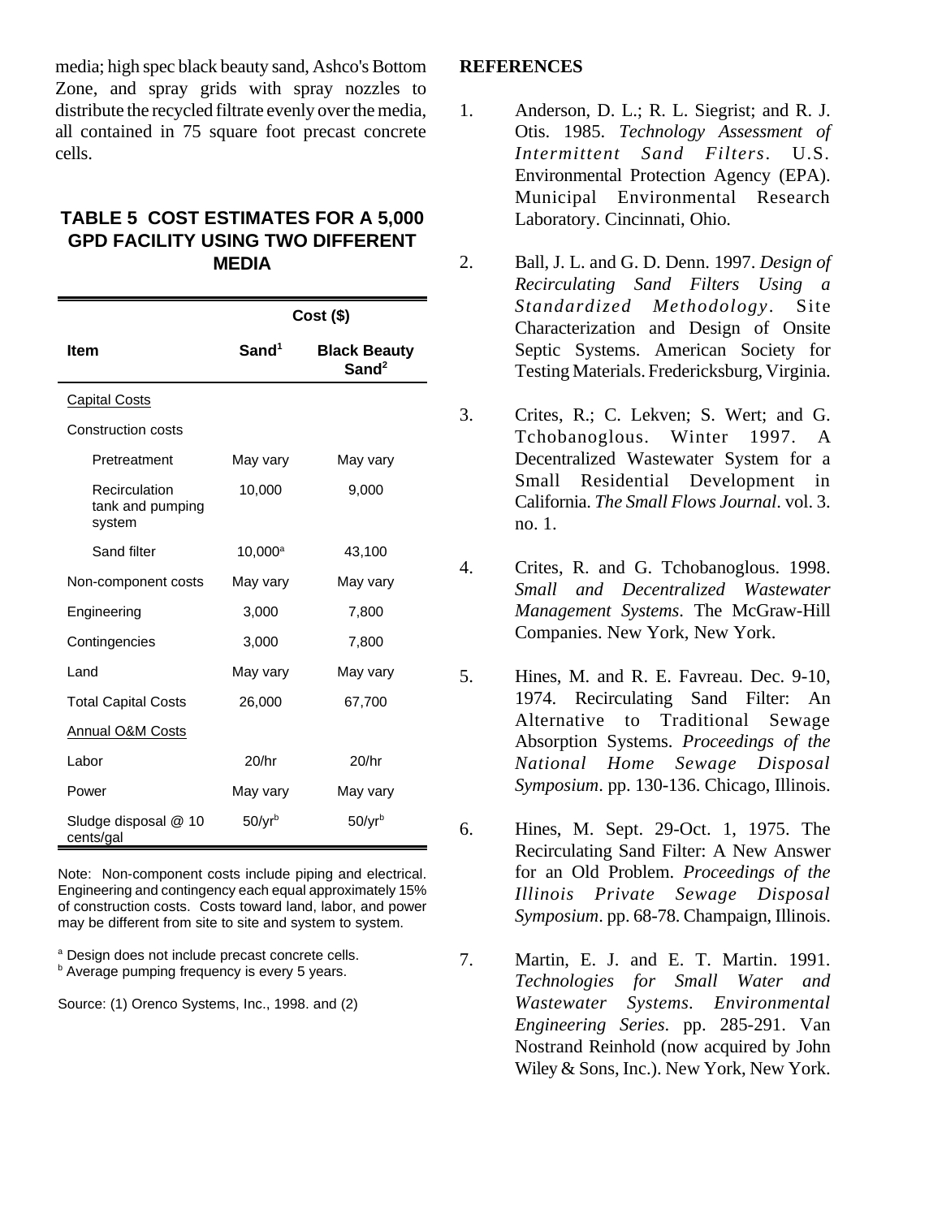media; high spec black beauty sand, Ashco's Bottom Zone, and spray grids with spray nozzles to distribute the recycled filtrate evenly over the media, all contained in 75 square foot precast concrete cells.

### TABLE 5 COST ESTIMATES FOR A 5,000 GPD FACILITY USING TWO DIFFERENT MEDIA

| Item | Cost ($) | |
|---|---|---|
| | Sand[1] | Black Beauty Sand[2] |
| Capital Costs | | |
| Construction costs | | |
| Pretreatment | May vary | May vary |
| Recirculation tank and pumping system | 10,000 | 9,000 |
| Sand filter | 10,000[a] | 43,100 |
| Non-component costs | May vary | May vary |
| Engineering | 3,000 | 7,800 |
| Contingencies | 3,000 | 7,800 |
| Land | May vary | May vary |
| Total Capital Costs | 26,000 | 67,700 |
| Annual O&M Costs | | |
| Labor | 20/hr | 20/hr |
| Power | May vary | May vary |
| Sludge disposal @ 10 cents/gal | 50/yr[b] | 50/yr[b] |

Note: Non-component costs include piping and electrical. Engineering and contingency each equal approximately 15% of construction costs. Costs toward land, labor, and power may be different from site to site and system to system.

[a] Design does not include precast concrete cells.
[b] Average pumping frequency is every 5 years.

Source: (1) Orenco Systems, Inc., 1998. and (2)

## REFERENCES

1. Anderson, D. L.; R. L. Siegrist; and R. J. Otis. 1985. *Technology Assessment of Intermittent Sand Filters*. U.S. Environmental Protection Agency (EPA). Municipal Environmental Research Laboratory. Cincinnati, Ohio.

2. Ball, J. L. and G. D. Denn. 1997. *Design of Recirculating Sand Filters Using a Standardized Methodology*. Site Characterization and Design of Onsite Septic Systems. American Society for Testing Materials. Fredericksburg, Virginia.

3. Crites, R.; C. Lekven; S. Wert; and G. Tchobanoglous. Winter 1997. A Decentralized Wastewater System for a Small Residential Development in California. *The Small Flows Journal*. vol. 3. no. 1.

4. Crites, R. and G. Tchobanoglous. 1998. *Small and Decentralized Wastewater Management Systems*. The McGraw-Hill Companies. New York, New York.

5. Hines, M. and R. E. Favreau. Dec. 9-10, 1974. Recirculating Sand Filter: An Alternative to Traditional Sewage Absorption Systems. *Proceedings of the National Home Sewage Disposal Symposium*. pp. 130-136. Chicago, Illinois.

6. Hines, M. Sept. 29-Oct. 1, 1975. The Recirculating Sand Filter: A New Answer for an Old Problem. *Proceedings of the Illinois Private Sewage Disposal Symposium*. pp. 68-78. Champaign, Illinois.

7. Martin, E. J. and E. T. Martin. 1991. *Technologies for Small Water and Wastewater Systems. Environmental Engineering Series*. pp. 285-291. Van Nostrand Reinhold (now acquired by John Wiley & Sons, Inc.). New York, New York.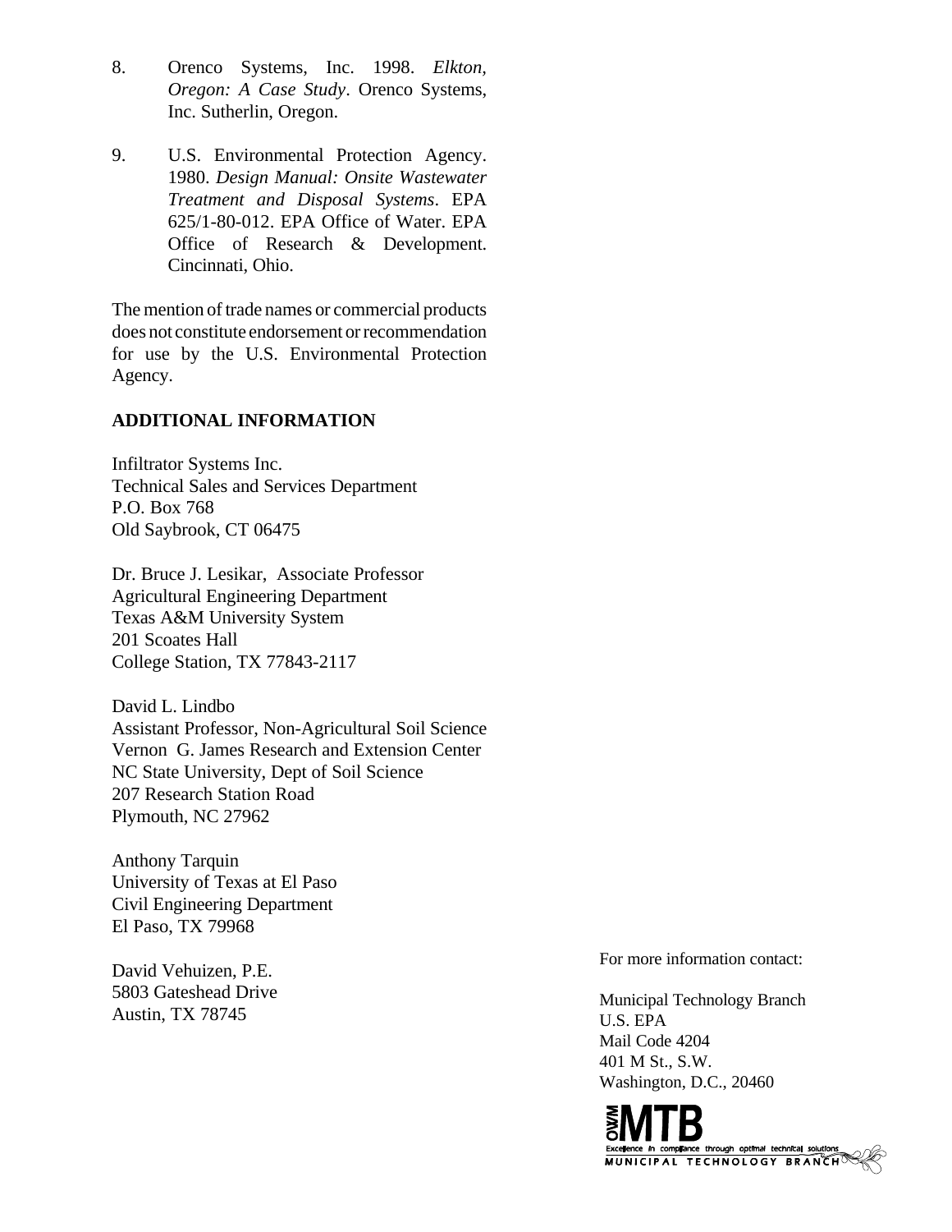8. Orenco Systems, Inc. 1998. *Elkton, Oregon: A Case Study*. Orenco Systems, Inc. Sutherlin, Oregon.

9. U.S. Environmental Protection Agency. 1980. *Design Manual: Onsite Wastewater Treatment and Disposal Systems*. EPA 625/1-80-012. EPA Office of Water. EPA Office of Research & Development. Cincinnati, Ohio.

The mention of trade names or commercial products does not constitute endorsement or recommendation for use by the U.S. Environmental Protection Agency.

**ADDITIONAL INFORMATION**

Infiltrator Systems Inc.
Technical Sales and Services Department
P.O. Box 768
Old Saybrook, CT 06475

Dr. Bruce J. Lesikar, Associate Professor
Agricultural Engineering Department
Texas A&M University System
201 Scoates Hall
College Station, TX 77843-2117

David L. Lindbo
Assistant Professor, Non-Agricultural Soil Science
Vernon G. James Research and Extension Center
NC State University, Dept of Soil Science
207 Research Station Road
Plymouth, NC 27962

Anthony Tarquin
University of Texas at El Paso
Civil Engineering Department
El Paso, TX 79968

David Vehuizen, P.E.
5803 Gateshead Drive
Austin, TX 78745

For more information contact:

Municipal Technology Branch
U.S. EPA
Mail Code 4204
401 M St., S.W.
Washington, D.C., 20460

OWM MTB
Excellence in compliance through optimal technical solutions
MUNICIPAL TECHNOLOGY BRANCH